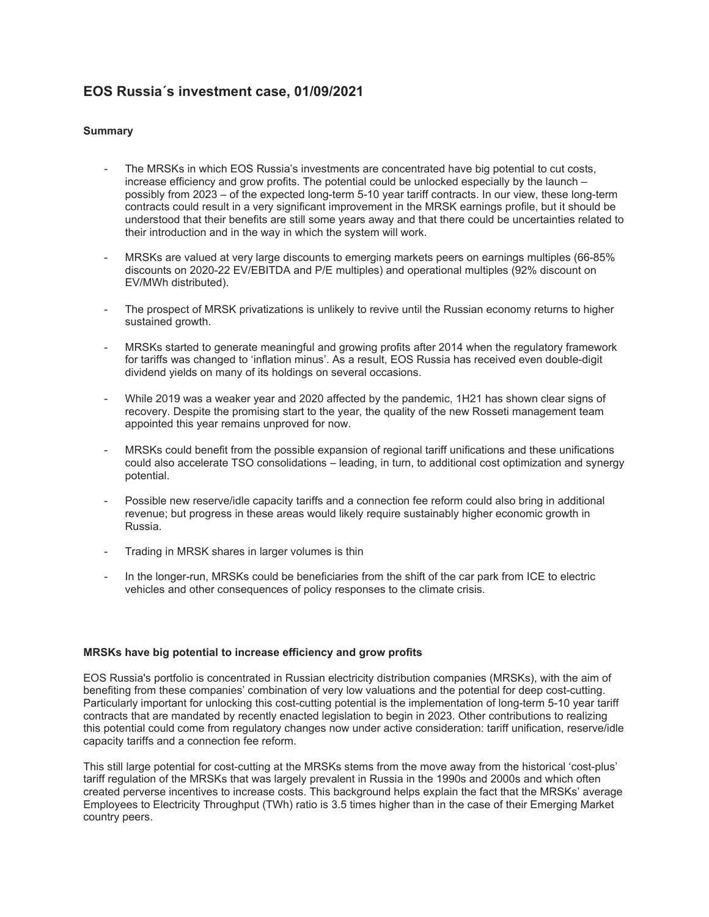# EOS Russia´s investment case, 01/09/2021

### Summary

- The MRSKs in which EOS Russia's investments are concentrated have big potential to cut costs, increase efficiency and grow profits. The potential could be unlocked especially by the launch – possibly from 2023 – of the expected long-term 5-10 year tariff contracts. In our view, these long-term contracts could result in a very significant improvement in the MRSK earnings profile, but it should be understood that their benefits are still some years away and that there could be uncertainties related to their introduction and in the way in which the system will work.

- MRSKs are valued at very large discounts to emerging markets peers on earnings multiples (66-85% discounts on 2020-22 EV/EBITDA and P/E multiples) and operational multiples (92% discount on EV/MWh distributed).

- The prospect of MRSK privatizations is unlikely to revive until the Russian economy returns to higher sustained growth.

- MRSKs started to generate meaningful and growing profits after 2014 when the regulatory framework for tariffs was changed to 'inflation minus'. As a result, EOS Russia has received even double-digit dividend yields on many of its holdings on several occasions.

- While 2019 was a weaker year and 2020 affected by the pandemic, 1H21 has shown clear signs of recovery. Despite the promising start to the year, the quality of the new Rosseti management team appointed this year remains unproved for now.

- MRSKs could benefit from the possible expansion of regional tariff unifications and these unifications could also accelerate TSO consolidations – leading, in turn, to additional cost optimization and synergy potential.

- Possible new reserve/idle capacity tariffs and a connection fee reform could also bring in additional revenue; but progress in these areas would likely require sustainably higher economic growth in Russia.

- Trading in MRSK shares in larger volumes is thin

- In the longer-run, MRSKs could be beneficiaries from the shift of the car park from ICE to electric vehicles and other consequences of policy responses to the climate crisis.

### MRSKs have big potential to increase efficiency and grow profits

EOS Russia's portfolio is concentrated in Russian electricity distribution companies (MRSKs), with the aim of benefiting from these companies' combination of very low valuations and the potential for deep cost-cutting. Particularly important for unlocking this cost-cutting potential is the implementation of long-term 5-10 year tariff contracts that are mandated by recently enacted legislation to begin in 2023. Other contributions to realizing this potential could come from regulatory changes now under active consideration: tariff unification, reserve/idle capacity tariffs and a connection fee reform.

This still large potential for cost-cutting at the MRSKs stems from the move away from the historical 'cost-plus' tariff regulation of the MRSKs that was largely prevalent in Russia in the 1990s and 2000s and which often created perverse incentives to increase costs. This background helps explain the fact that the MRSKs' average Employees to Electricity Throughput (TWh) ratio is 3.5 times higher than in the case of their Emerging Market country peers.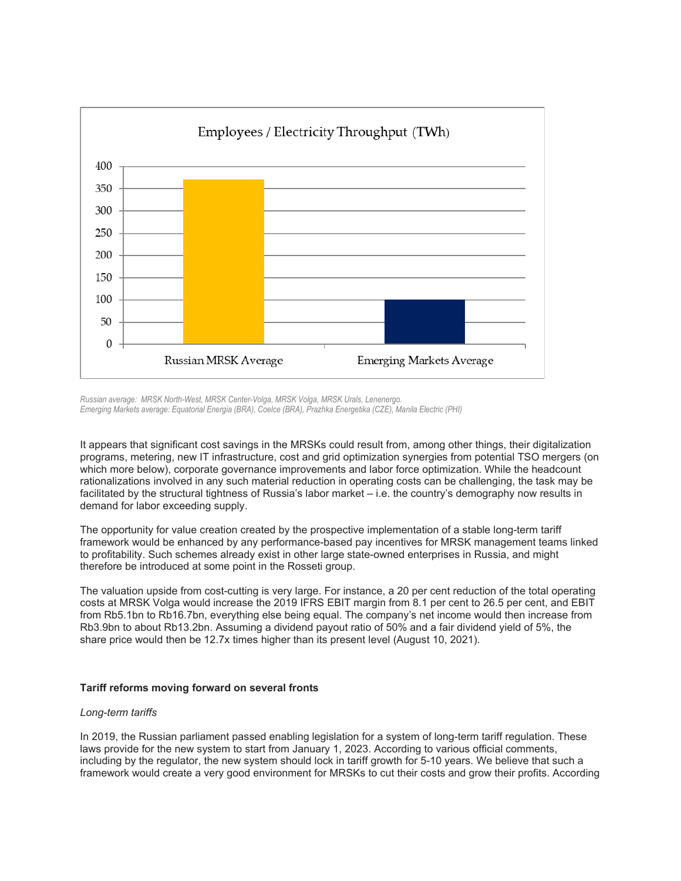Russian average: MRSK North-West, MRSK Center-Volga, MRSK Volga, MRSK Urals, Lenenergo.
Emerging Markets average: Equatorial Energia (BRA), Coelce (BRA), Prazhka Energetika (CZE), Manila Electric (PHI)

It appears that significant cost savings in the MRSKs could result from, among other things, their digitalization programs, metering, new IT infrastructure, cost and grid optimization synergies from potential TSO mergers (on which more below), corporate governance improvements and labor force optimization. While the headcount rationalizations involved in any such material reduction in operating costs can be challenging, the task may be facilitated by the structural tightness of Russia's labor market – i.e. the country's demography now results in demand for labor exceeding supply.

The opportunity for value creation created by the prospective implementation of a stable long-term tariff framework would be enhanced by any performance-based pay incentives for MRSK management teams linked to profitability. Such schemes already exist in other large state-owned enterprises in Russia, and might therefore be introduced at some point in the Rosseti group.

The valuation upside from cost-cutting is very large. For instance, a 20 per cent reduction of the total operating costs at MRSK Volga would increase the 2019 IFRS EBIT margin from 8.1 per cent to 26.5 per cent, and EBIT from Rb5.1bn to Rb16.7bn, everything else being equal. The company's net income would then increase from Rb3.9bn to about Rb13.2bn. Assuming a dividend payout ratio of 50% and a fair dividend yield of 5%, the share price would then be 12.7x times higher than its present level (August 10, 2021).

**Tariff reforms moving forward on several fronts**

*Long-term tariffs*

In 2019, the Russian parliament passed enabling legislation for a system of long-term tariff regulation. These laws provide for the new system to start from January 1, 2023. According to various official comments, including by the regulator, the new system should lock in tariff growth for 5-10 years. We believe that such a framework would create a very good environment for MRSKs to cut their costs and grow their profits. According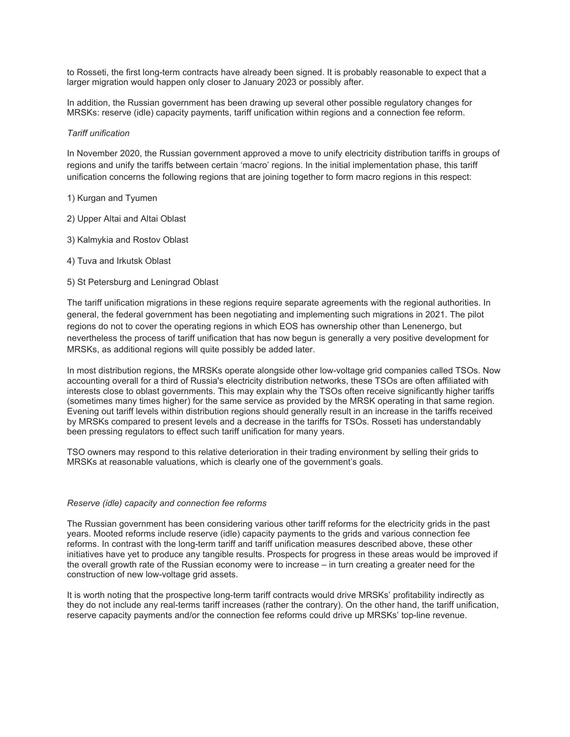to Rosseti, the first long-term contracts have already been signed. It is probably reasonable to expect that a larger migration would happen only closer to January 2023 or possibly after.

In addition, the Russian government has been drawing up several other possible regulatory changes for MRSKs: reserve (idle) capacity payments, tariff unification within regions and a connection fee reform.

*Tariff unification*

In November 2020, the Russian government approved a move to unify electricity distribution tariffs in groups of regions and unify the tariffs between certain 'macro' regions. In the initial implementation phase, this tariff unification concerns the following regions that are joining together to form macro regions in this respect:

1) Kurgan and Tyumen

2) Upper Altai and Altai Oblast

3) Kalmykia and Rostov Oblast

4) Tuva and Irkutsk Oblast

5) St Petersburg and Leningrad Oblast

The tariff unification migrations in these regions require separate agreements with the regional authorities. In general, the federal government has been negotiating and implementing such migrations in 2021. The pilot regions do not to cover the operating regions in which EOS has ownership other than Lenenergo, but nevertheless the process of tariff unification that has now begun is generally a very positive development for MRSKs, as additional regions will quite possibly be added later.

In most distribution regions, the MRSKs operate alongside other low-voltage grid companies called TSOs. Now accounting overall for a third of Russia's electricity distribution networks, these TSOs are often affiliated with interests close to oblast governments. This may explain why the TSOs often receive significantly higher tariffs (sometimes many times higher) for the same service as provided by the MRSK operating in that same region. Evening out tariff levels within distribution regions should generally result in an increase in the tariffs received by MRSKs compared to present levels and a decrease in the tariffs for TSOs. Rosseti has understandably been pressing regulators to effect such tariff unification for many years.

TSO owners may respond to this relative deterioration in their trading environment by selling their grids to MRSKs at reasonable valuations, which is clearly one of the government's goals.

*Reserve (idle) capacity and connection fee reforms*

The Russian government has been considering various other tariff reforms for the electricity grids in the past years. Mooted reforms include reserve (idle) capacity payments to the grids and various connection fee reforms. In contrast with the long-term tariff and tariff unification measures described above, these other initiatives have yet to produce any tangible results. Prospects for progress in these areas would be improved if the overall growth rate of the Russian economy were to increase – in turn creating a greater need for the construction of new low-voltage grid assets.

It is worth noting that the prospective long-term tariff contracts would drive MRSKs' profitability indirectly as they do not include any real-terms tariff increases (rather the contrary). On the other hand, the tariff unification, reserve capacity payments and/or the connection fee reforms could drive up MRSKs' top-line revenue.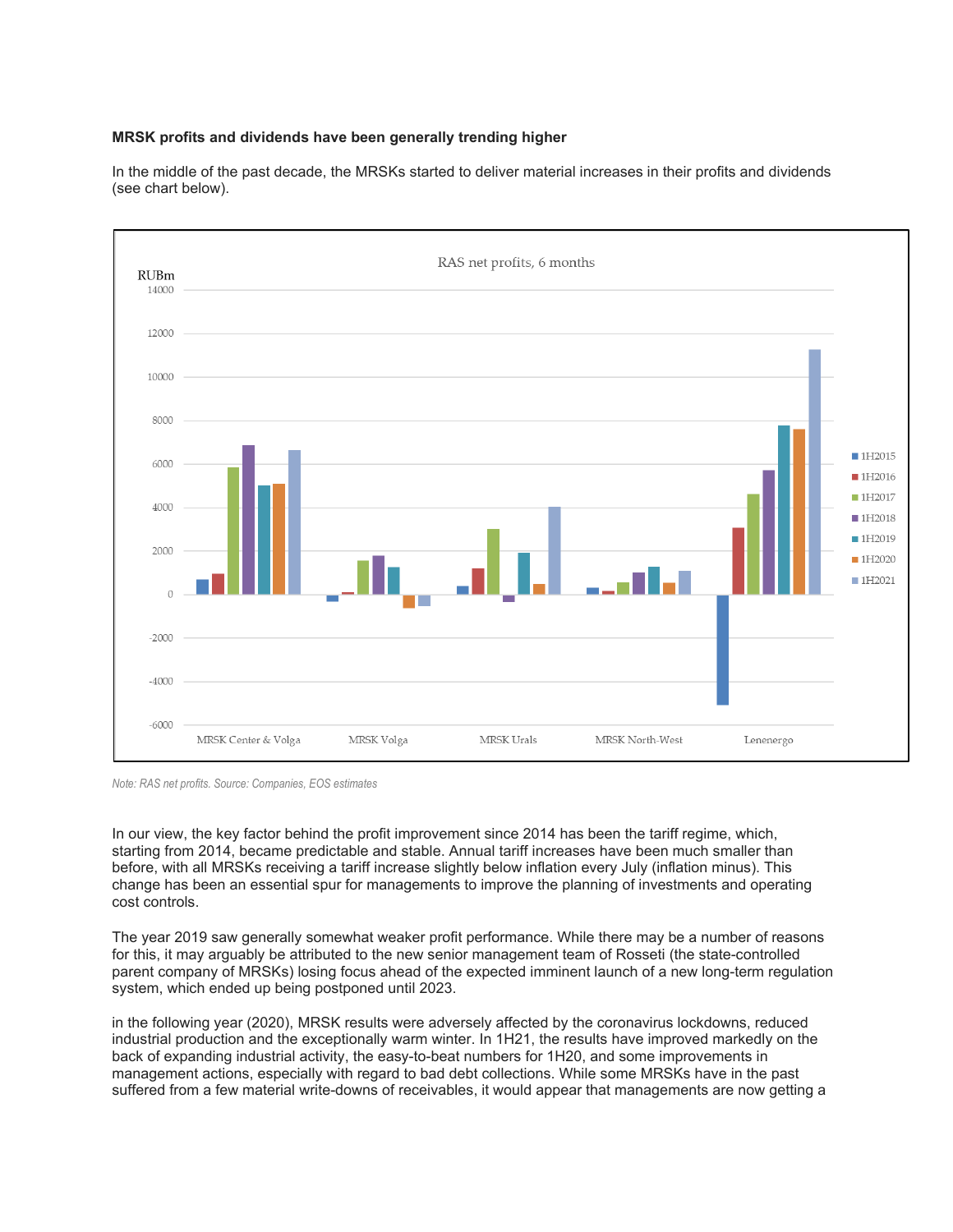**MRSK profits and dividends have been generally trending higher**

In the middle of the past decade, the MRSKs started to deliver material increases in their profits and dividends (see chart below).

*Note: RAS net profits. Source: Companies, EOS estimates*

In our view, the key factor behind the profit improvement since 2014 has been the tariff regime, which, starting from 2014, became predictable and stable. Annual tariff increases have been much smaller than before, with all MRSKs receiving a tariff increase slightly below inflation every July (inflation minus). This change has been an essential spur for managements to improve the planning of investments and operating cost controls.

The year 2019 saw generally somewhat weaker profit performance. While there may be a number of reasons for this, it may arguably be attributed to the new senior management team of Rosseti (the state-controlled parent company of MRSKs) losing focus ahead of the expected imminent launch of a new long-term regulation system, which ended up being postponed until 2023.

in the following year (2020), MRSK results were adversely affected by the coronavirus lockdowns, reduced industrial production and the exceptionally warm winter. In 1H21, the results have improved markedly on the back of expanding industrial activity, the easy-to-beat numbers for 1H20, and some improvements in management actions, especially with regard to bad debt collections. While some MRSKs have in the past suffered from a few material write-downs of receivables, it would appear that managements are now getting a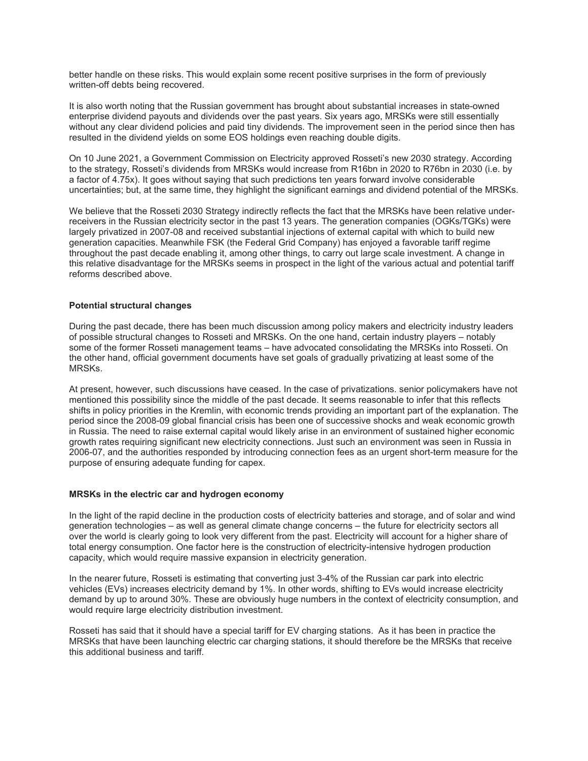better handle on these risks. This would explain some recent positive surprises in the form of previously written-off debts being recovered.

It is also worth noting that the Russian government has brought about substantial increases in state-owned enterprise dividend payouts and dividends over the past years. Six years ago, MRSKs were still essentially without any clear dividend policies and paid tiny dividends. The improvement seen in the period since then has resulted in the dividend yields on some EOS holdings even reaching double digits.

On 10 June 2021, a Government Commission on Electricity approved Rosseti's new 2030 strategy. According to the strategy, Rosseti's dividends from MRSKs would increase from R16bn in 2020 to R76bn in 2030 (i.e. by a factor of 4.75x). It goes without saying that such predictions ten years forward involve considerable uncertainties; but, at the same time, they highlight the significant earnings and dividend potential of the MRSKs.

We believe that the Rosseti 2030 Strategy indirectly reflects the fact that the MRSKs have been relative under-receivers in the Russian electricity sector in the past 13 years. The generation companies (OGKs/TGKs) were largely privatized in 2007-08 and received substantial injections of external capital with which to build new generation capacities. Meanwhile FSK (the Federal Grid Company) has enjoyed a favorable tariff regime throughout the past decade enabling it, among other things, to carry out large scale investment. A change in this relative disadvantage for the MRSKs seems in prospect in the light of the various actual and potential tariff reforms described above.

**Potential structural changes**

During the past decade, there has been much discussion among policy makers and electricity industry leaders of possible structural changes to Rosseti and MRSKs. On the one hand, certain industry players – notably some of the former Rosseti management teams – have advocated consolidating the MRSKs into Rosseti. On the other hand, official government documents have set goals of gradually privatizing at least some of the MRSKs.

At present, however, such discussions have ceased. In the case of privatizations. senior policymakers have not mentioned this possibility since the middle of the past decade. It seems reasonable to infer that this reflects shifts in policy priorities in the Kremlin, with economic trends providing an important part of the explanation. The period since the 2008-09 global financial crisis has been one of successive shocks and weak economic growth in Russia. The need to raise external capital would likely arise in an environment of sustained higher economic growth rates requiring significant new electricity connections. Just such an environment was seen in Russia in 2006-07, and the authorities responded by introducing connection fees as an urgent short-term measure for the purpose of ensuring adequate funding for capex.

**MRSKs in the electric car and hydrogen economy**

In the light of the rapid decline in the production costs of electricity batteries and storage, and of solar and wind generation technologies – as well as general climate change concerns – the future for electricity sectors all over the world is clearly going to look very different from the past. Electricity will account for a higher share of total energy consumption. One factor here is the construction of electricity-intensive hydrogen production capacity, which would require massive expansion in electricity generation.

In the nearer future, Rosseti is estimating that converting just 3-4% of the Russian car park into electric vehicles (EVs) increases electricity demand by 1%. In other words, shifting to EVs would increase electricity demand by up to around 30%. These are obviously huge numbers in the context of electricity consumption, and would require large electricity distribution investment.

Rosseti has said that it should have a special tariff for EV charging stations. As it has been in practice the MRSKs that have been launching electric car charging stations, it should therefore be the MRSKs that receive this additional business and tariff.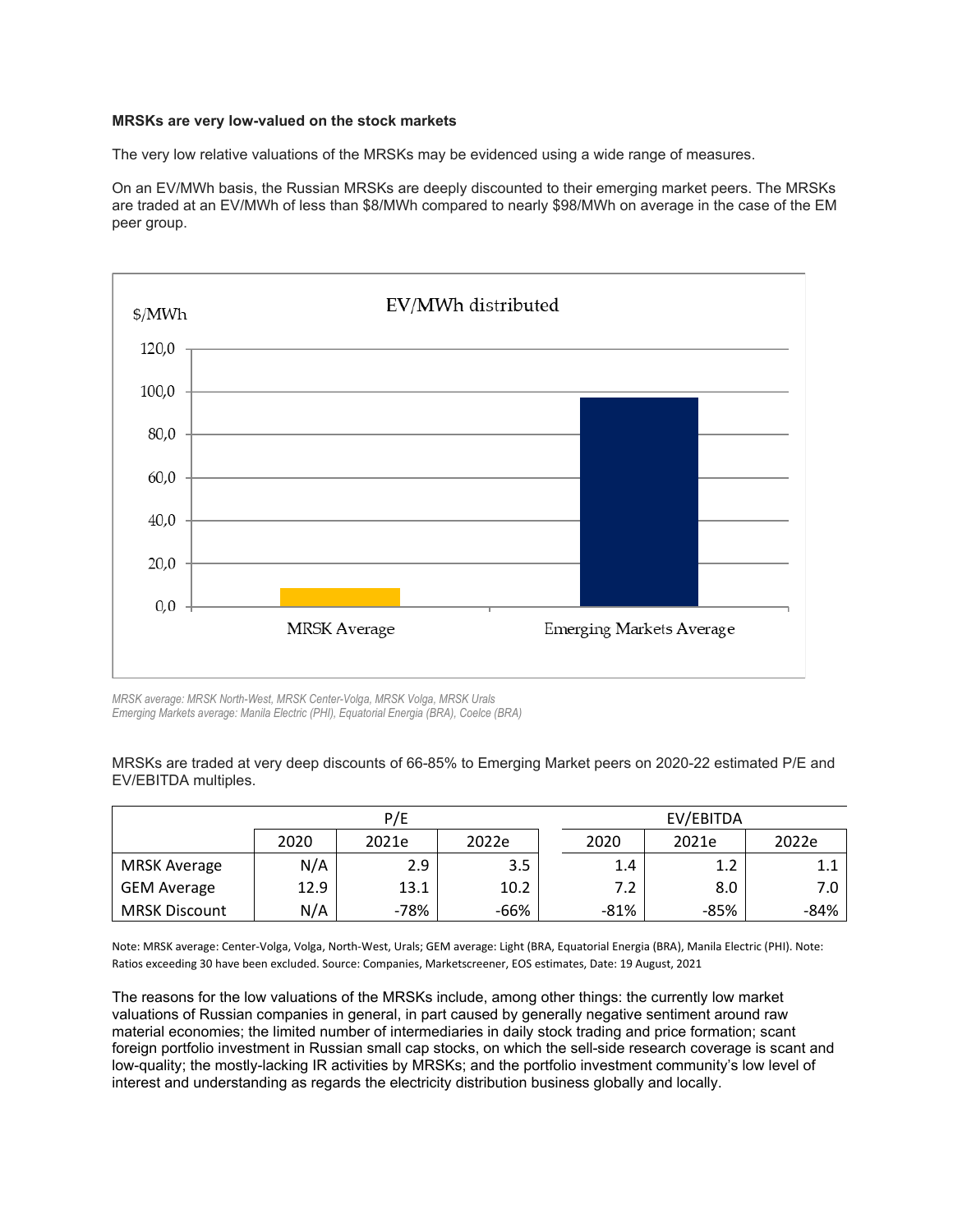**MRSKs are very low-valued on the stock markets**

The very low relative valuations of the MRSKs may be evidenced using a wide range of measures.

On an EV/MWh basis, the Russian MRSKs are deeply discounted to their emerging market peers. The MRSKs are traded at an EV/MWh of less than $8/MWh compared to nearly $98/MWh on average in the case of the EM peer group.

*MRSK average: MRSK North-West, MRSK Center-Volga, MRSK Volga, MRSK Urals*
*Emerging Markets average: Manila Electric (PHI), Equatorial Energia (BRA), Coelce (BRA)*

MRSKs are traded at very deep discounts of 66-85% to Emerging Market peers on 2020-22 estimated P/E and EV/EBITDA multiples.

| | P/E | | | EV/EBITDA | | |
|---|---|---|---|---|---|---|
| | 2020 | 2021e | 2022e | 2020 | 2021e | 2022e |
| MRSK Average | N/A | 2.9 | 3.5 | 1.4 | 1.2 | 1.1 |
| GEM Average | 12.9 | 13.1 | 10.2 | 7.2 | 8.0 | 7.0 |
| MRSK Discount | N/A | -78% | -66% | -81% | -85% | -84% |

Note: MRSK average: Center-Volga, Volga, North-West, Urals; GEM average: Light (BRA, Equatorial Energia (BRA), Manila Electric (PHI). Note: Ratios exceeding 30 have been excluded. Source: Companies, Marketscreener, EOS estimates, Date: 19 August, 2021

The reasons for the low valuations of the MRSKs include, among other things: the currently low market valuations of Russian companies in general, in part caused by generally negative sentiment around raw material economies; the limited number of intermediaries in daily stock trading and price formation; scant foreign portfolio investment in Russian small cap stocks, on which the sell-side research coverage is scant and low-quality; the mostly-lacking IR activities by MRSKs; and the portfolio investment community's low level of interest and understanding as regards the electricity distribution business globally and locally.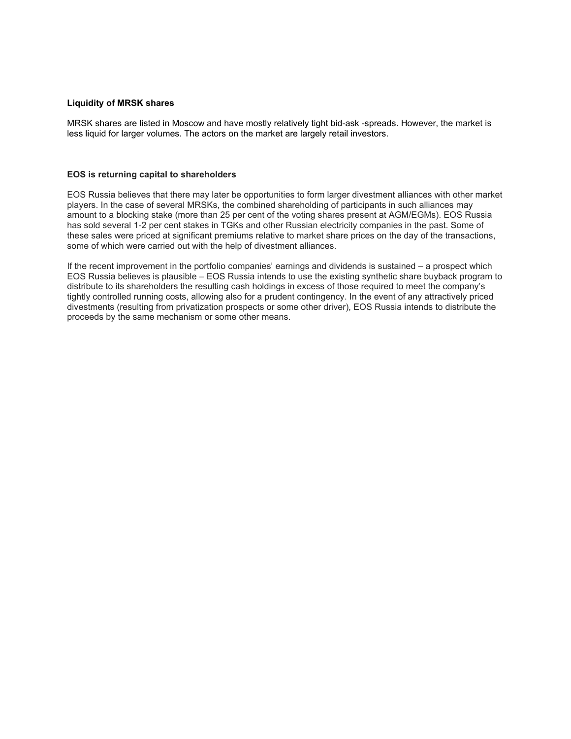**Liquidity of MRSK shares**

MRSK shares are listed in Moscow and have mostly relatively tight bid-ask -spreads. However, the market is less liquid for larger volumes. The actors on the market are largely retail investors.

**EOS is returning capital to shareholders**

EOS Russia believes that there may later be opportunities to form larger divestment alliances with other market players. In the case of several MRSKs, the combined shareholding of participants in such alliances may amount to a blocking stake (more than 25 per cent of the voting shares present at AGM/EGMs). EOS Russia has sold several 1-2 per cent stakes in TGKs and other Russian electricity companies in the past. Some of these sales were priced at significant premiums relative to market share prices on the day of the transactions, some of which were carried out with the help of divestment alliances.

If the recent improvement in the portfolio companies' earnings and dividends is sustained – a prospect which EOS Russia believes is plausible – EOS Russia intends to use the existing synthetic share buyback program to distribute to its shareholders the resulting cash holdings in excess of those required to meet the company's tightly controlled running costs, allowing also for a prudent contingency. In the event of any attractively priced divestments (resulting from privatization prospects or some other driver), EOS Russia intends to distribute the proceeds by the same mechanism or some other means.